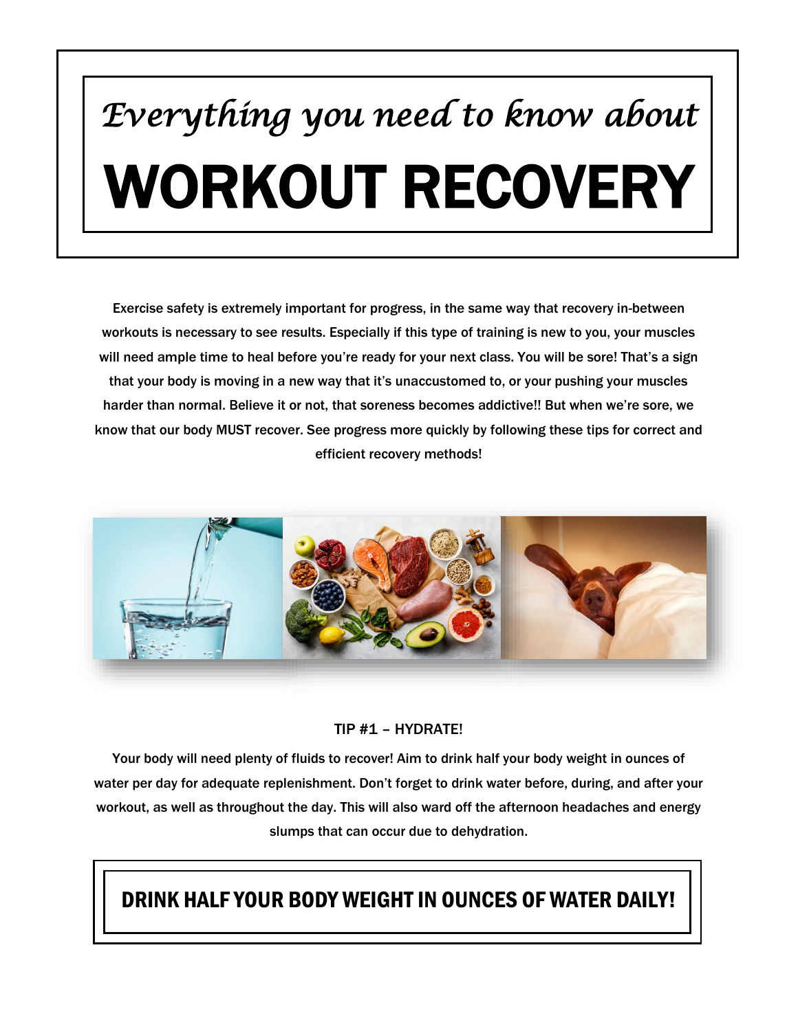# *Everything you need to know about*
# WORKOUT RECOVERY

Exercise safety is extremely important for progress, in the same way that recovery in-between workouts is necessary to see results. Especially if this type of training is new to you, your muscles will need ample time to heal before you're ready for your next class. You will be sore! That's a sign that your body is moving in a new way that it's unaccustomed to, or your pushing your muscles harder than normal. Believe it or not, that soreness becomes addictive!! But when we're sore, we know that our body MUST recover. See progress more quickly by following these tips for correct and efficient recovery methods!

## TIP #1 – HYDRATE!

Your body will need plenty of fluids to recover! Aim to drink half your body weight in ounces of water per day for adequate replenishment. Don't forget to drink water before, during, and after your workout, as well as throughout the day. This will also ward off the afternoon headaches and energy slumps that can occur due to dehydration.

**DRINK HALF YOUR BODY WEIGHT IN OUNCES OF WATER DAILY!**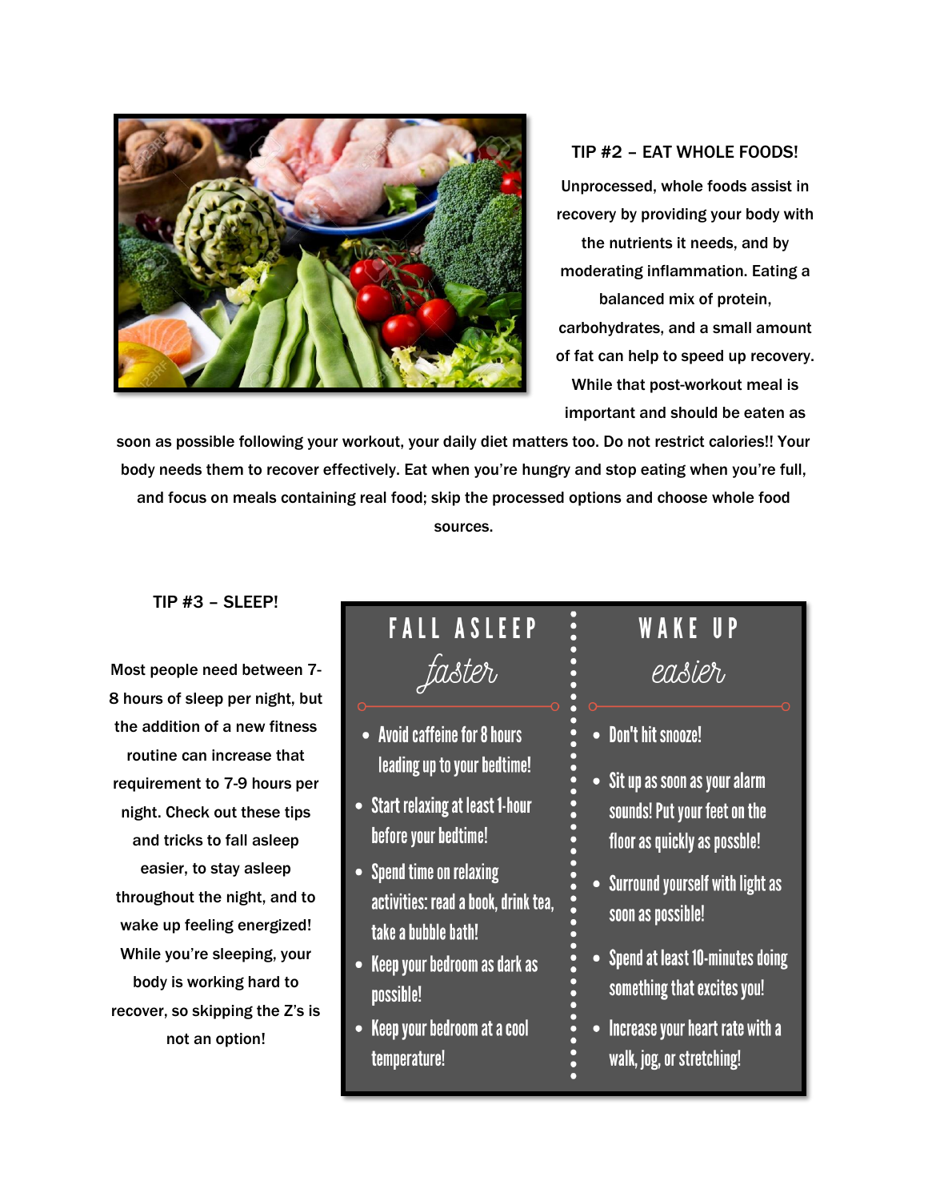## TIP #2 – EAT WHOLE FOODS!

Unprocessed, whole foods assist in recovery by providing your body with the nutrients it needs, and by moderating inflammation. Eating a balanced mix of protein, carbohydrates, and a small amount of fat can help to speed up recovery. While that post-workout meal is important and should be eaten as soon as possible following your workout, your daily diet matters too. Do not restrict calories!! Your body needs them to recover effectively. Eat when you're hungry and stop eating when you're full, and focus on meals containing real food; skip the processed options and choose whole food sources.

## TIP #3 – SLEEP!

Most people need between 7-8 hours of sleep per night, but the addition of a new fitness routine can increase that requirement to 7-9 hours per night. Check out these tips and tricks to fall asleep easier, to stay asleep throughout the night, and to wake up feeling energized! While you're sleeping, your body is working hard to recover, so skipping the Z's is not an option!

### FALL ASLEEP *faster*

- Avoid caffeine for 8 hours leading up to your bedtime!
- Start relaxing at least 1-hour before your bedtime!
- Spend time on relaxing activities: read a book, drink tea, take a bubble bath!
- Keep your bedroom as dark as possible!
- Keep your bedroom at a cool temperature!

### WAKE UP *easier*

- Don't hit snooze!
- Sit up as soon as your alarm sounds! Put your feet on the floor as quickly as possble!
- Surround yourself with light as soon as possible!
- Spend at least 10-minutes doing something that excites you!
- Increase your heart rate with a walk, jog, or stretching!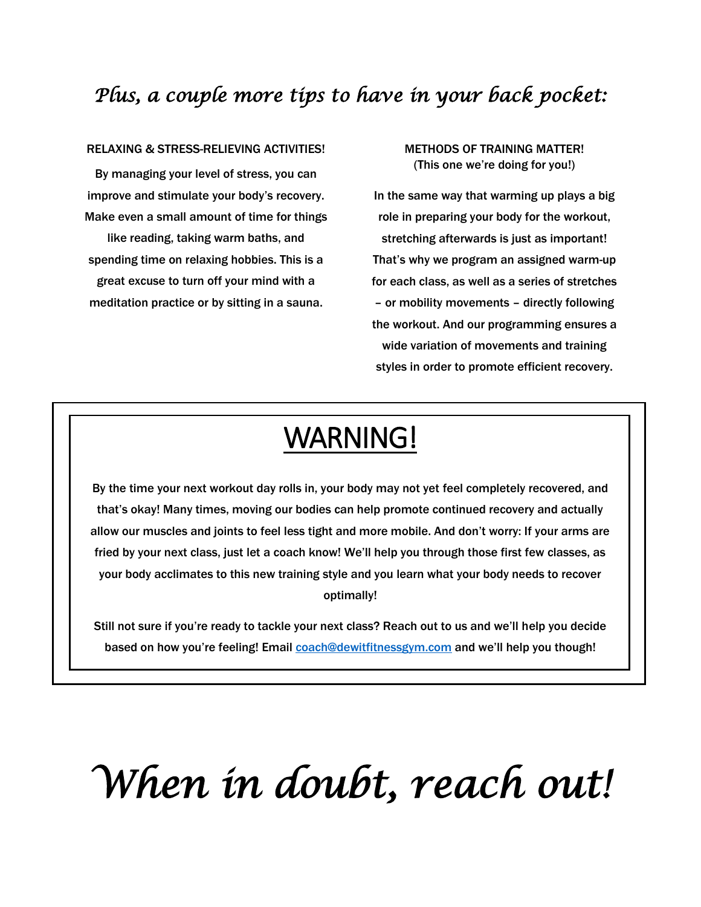## *Plus, a couple more tips to have in your back pocket:*

RELAXING & STRESS-RELIEVING ACTIVITIES!

By managing your level of stress, you can improve and stimulate your body's recovery. Make even a small amount of time for things like reading, taking warm baths, and spending time on relaxing hobbies. This is a great excuse to turn off your mind with a meditation practice or by sitting in a sauna.

METHODS OF TRAINING MATTER!
(This one we're doing for you!)

In the same way that warming up plays a big role in preparing your body for the workout, stretching afterwards is just as important! That's why we program an assigned warm-up for each class, as well as a series of stretches – or mobility movements – directly following the workout. And our programming ensures a wide variation of movements and training styles in order to promote efficient recovery.

## WARNING!

By the time your next workout day rolls in, your body may not yet feel completely recovered, and that's okay! Many times, moving our bodies can help promote continued recovery and actually allow our muscles and joints to feel less tight and more mobile. And don't worry: If your arms are fried by your next class, just let a coach know! We'll help you through those first few classes, as your body acclimates to this new training style and you learn what your body needs to recover optimally!

Still not sure if you're ready to tackle your next class? Reach out to us and we'll help you decide based on how you're feeling! Email coach@dewitfitnessgym.com and we'll help you though!

# *When in doubt, reach out!*